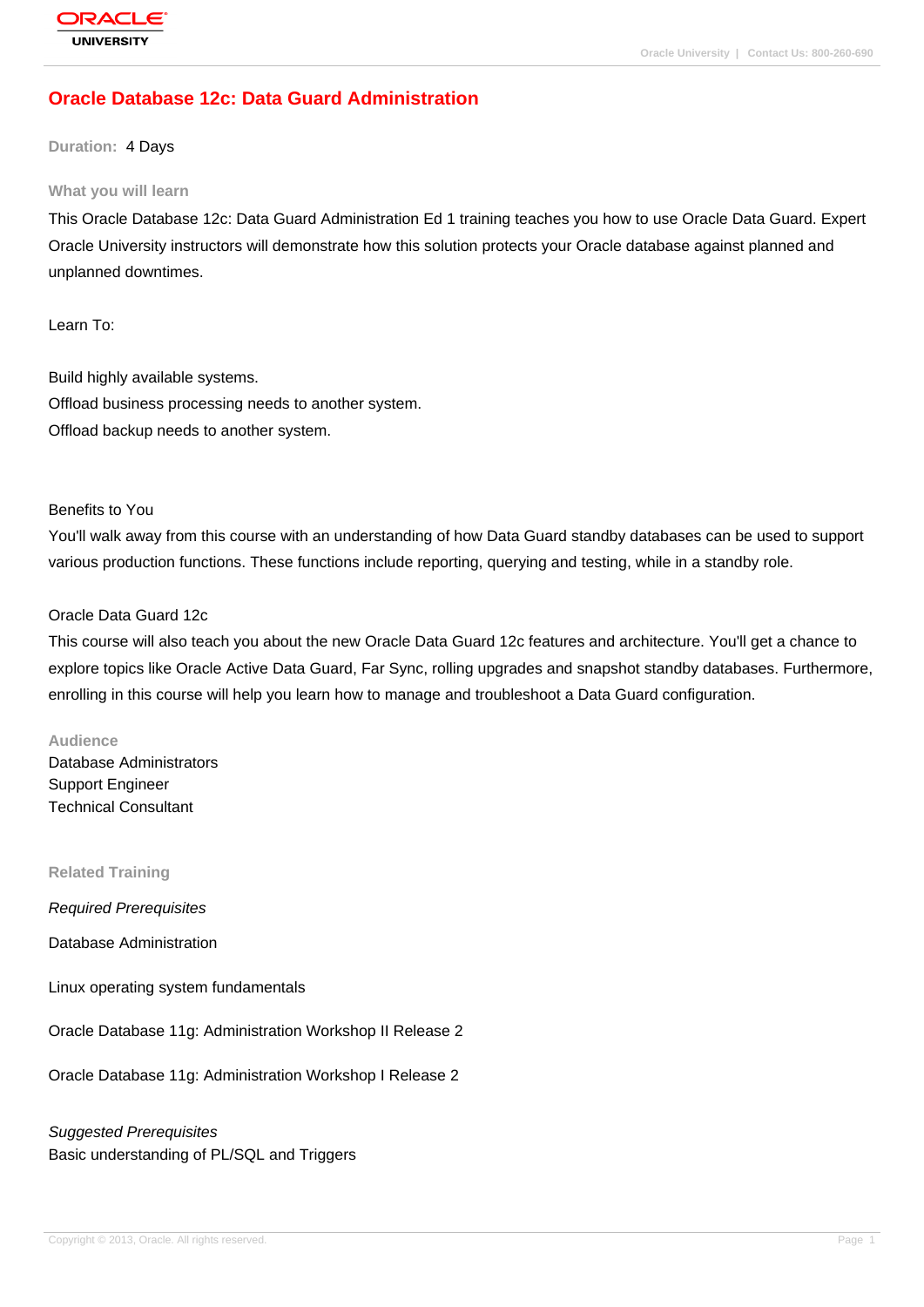# Oracle Database 12c: Data Guard Administration

**Duration:** 4 Days

## What you will learn

This Oracle Database 12c: Data Guard Administration Ed 1 training teaches you how to use Oracle Data Guard. Expert Oracle University instructors will demonstrate how this solution protects your Oracle database against planned and unplanned downtimes.

Learn To:

Build highly available systems.
Offload business processing needs to another system.
Offload backup needs to another system.

Benefits to You
You'll walk away from this course with an understanding of how Data Guard standby databases can be used to support various production functions. These functions include reporting, querying and testing, while in a standby role.

Oracle Data Guard 12c
This course will also teach you about the new Oracle Data Guard 12c features and architecture. You'll get a chance to explore topics like Oracle Active Data Guard, Far Sync, rolling upgrades and snapshot standby databases. Furthermore, enrolling in this course will help you learn how to manage and troubleshoot a Data Guard configuration.

## Audience

Database Administrators
Support Engineer
Technical Consultant

## Related Training

*Required Prerequisites*

Database Administration

Linux operating system fundamentals

Oracle Database 11g: Administration Workshop II Release 2

Oracle Database 11g: Administration Workshop I Release 2

*Suggested Prerequisites*
Basic understanding of PL/SQL and Triggers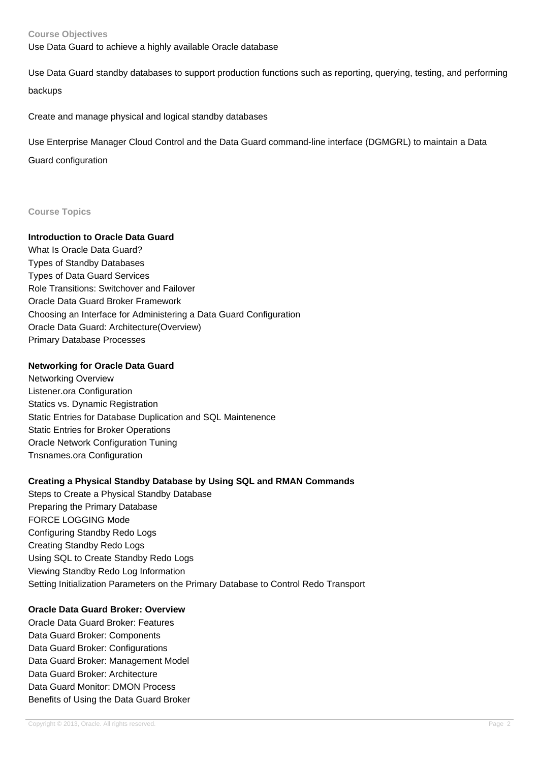### Course Objectives

Use Data Guard to achieve a highly available Oracle database

Use Data Guard standby databases to support production functions such as reporting, querying, testing, and performing backups

Create and manage physical and logical standby databases

Use Enterprise Manager Cloud Control and the Data Guard command-line interface (DGMGRL) to maintain a Data Guard configuration

### Course Topics

**Introduction to Oracle Data Guard**

What Is Oracle Data Guard?
Types of Standby Databases
Types of Data Guard Services
Role Transitions: Switchover and Failover
Oracle Data Guard Broker Framework
Choosing an Interface for Administering a Data Guard Configuration
Oracle Data Guard: Architecture(Overview)
Primary Database Processes

**Networking for Oracle Data Guard**

Networking Overview
Listener.ora Configuration
Statics vs. Dynamic Registration
Static Entries for Database Duplication and SQL Maintenence
Static Entries for Broker Operations
Oracle Network Configuration Tuning
Tnsnames.ora Configuration

**Creating a Physical Standby Database by Using SQL and RMAN Commands**

Steps to Create a Physical Standby Database
Preparing the Primary Database
FORCE LOGGING Mode
Configuring Standby Redo Logs
Creating Standby Redo Logs
Using SQL to Create Standby Redo Logs
Viewing Standby Redo Log Information
Setting Initialization Parameters on the Primary Database to Control Redo Transport

**Oracle Data Guard Broker: Overview**

Oracle Data Guard Broker: Features
Data Guard Broker: Components
Data Guard Broker: Configurations
Data Guard Broker: Management Model
Data Guard Broker: Architecture
Data Guard Monitor: DMON Process
Benefits of Using the Data Guard Broker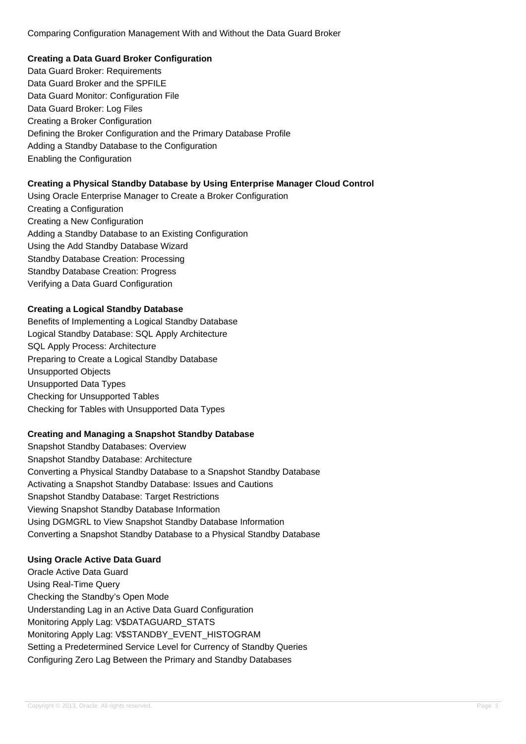Comparing Configuration Management With and Without the Data Guard Broker

**Creating a Data Guard Broker Configuration**

Data Guard Broker: Requirements
Data Guard Broker and the SPFILE
Data Guard Monitor: Configuration File
Data Guard Broker: Log Files
Creating a Broker Configuration
Defining the Broker Configuration and the Primary Database Profile
Adding a Standby Database to the Configuration
Enabling the Configuration

**Creating a Physical Standby Database by Using Enterprise Manager Cloud Control**

Using Oracle Enterprise Manager to Create a Broker Configuration
Creating a Configuration
Creating a New Configuration
Adding a Standby Database to an Existing Configuration
Using the Add Standby Database Wizard
Standby Database Creation: Processing
Standby Database Creation: Progress
Verifying a Data Guard Configuration

**Creating a Logical Standby Database**

Benefits of Implementing a Logical Standby Database
Logical Standby Database: SQL Apply Architecture
SQL Apply Process: Architecture
Preparing to Create a Logical Standby Database
Unsupported Objects
Unsupported Data Types
Checking for Unsupported Tables
Checking for Tables with Unsupported Data Types

**Creating and Managing a Snapshot Standby Database**

Snapshot Standby Databases: Overview
Snapshot Standby Database: Architecture
Converting a Physical Standby Database to a Snapshot Standby Database
Activating a Snapshot Standby Database: Issues and Cautions
Snapshot Standby Database: Target Restrictions
Viewing Snapshot Standby Database Information
Using DGMGRL to View Snapshot Standby Database Information
Converting a Snapshot Standby Database to a Physical Standby Database

**Using Oracle Active Data Guard**

Oracle Active Data Guard
Using Real-Time Query
Checking the Standby's Open Mode
Understanding Lag in an Active Data Guard Configuration
Monitoring Apply Lag: V$DATAGUARD_STATS
Monitoring Apply Lag: V$STANDBY_EVENT_HISTOGRAM
Setting a Predetermined Service Level for Currency of Standby Queries
Configuring Zero Lag Between the Primary and Standby Databases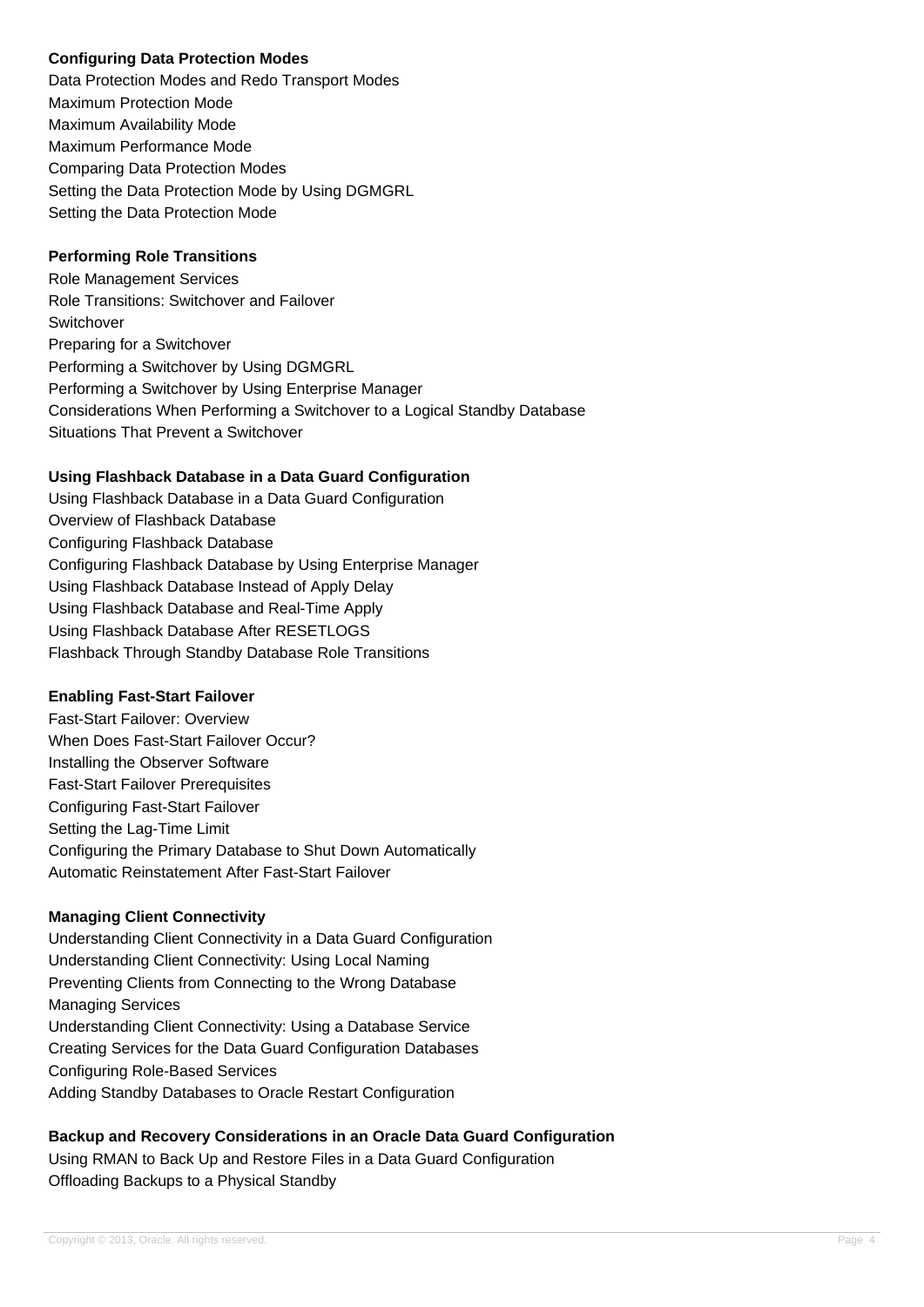**Configuring Data Protection Modes**

Data Protection Modes and Redo Transport Modes
Maximum Protection Mode
Maximum Availability Mode
Maximum Performance Mode
Comparing Data Protection Modes
Setting the Data Protection Mode by Using DGMGRL
Setting the Data Protection Mode

**Performing Role Transitions**

Role Management Services
Role Transitions: Switchover and Failover
Switchover
Preparing for a Switchover
Performing a Switchover by Using DGMGRL
Performing a Switchover by Using Enterprise Manager
Considerations When Performing a Switchover to a Logical Standby Database
Situations That Prevent a Switchover

**Using Flashback Database in a Data Guard Configuration**

Using Flashback Database in a Data Guard Configuration
Overview of Flashback Database
Configuring Flashback Database
Configuring Flashback Database by Using Enterprise Manager
Using Flashback Database Instead of Apply Delay
Using Flashback Database and Real-Time Apply
Using Flashback Database After RESETLOGS
Flashback Through Standby Database Role Transitions

**Enabling Fast-Start Failover**

Fast-Start Failover: Overview
When Does Fast-Start Failover Occur?
Installing the Observer Software
Fast-Start Failover Prerequisites
Configuring Fast-Start Failover
Setting the Lag-Time Limit
Configuring the Primary Database to Shut Down Automatically
Automatic Reinstatement After Fast-Start Failover

**Managing Client Connectivity**

Understanding Client Connectivity in a Data Guard Configuration
Understanding Client Connectivity: Using Local Naming
Preventing Clients from Connecting to the Wrong Database
Managing Services
Understanding Client Connectivity: Using a Database Service
Creating Services for the Data Guard Configuration Databases
Configuring Role-Based Services
Adding Standby Databases to Oracle Restart Configuration

**Backup and Recovery Considerations in an Oracle Data Guard Configuration**

Using RMAN to Back Up and Restore Files in a Data Guard Configuration
Offloading Backups to a Physical Standby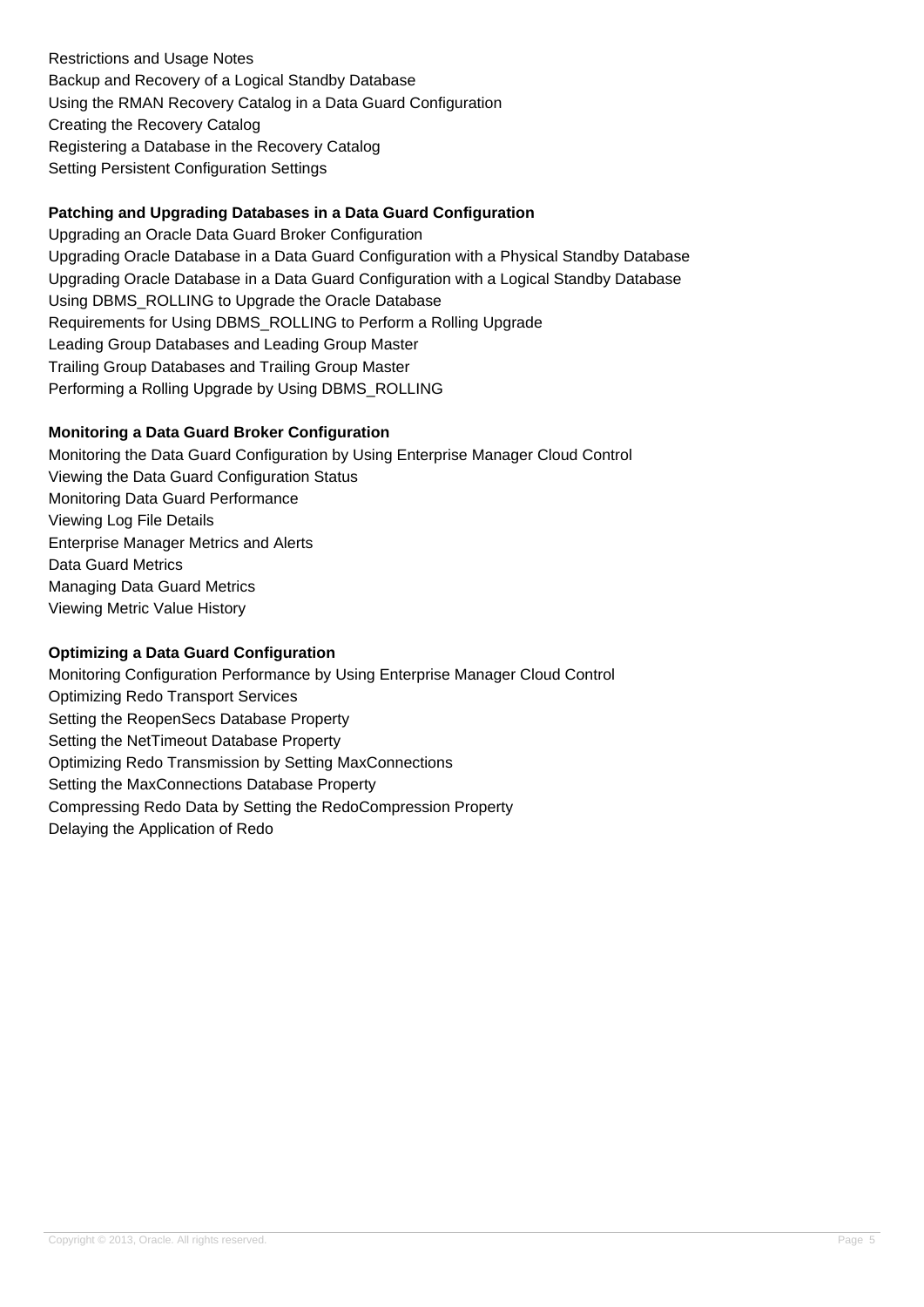Restricting and Usage Notes

Backup and Recovery of a Logical Standby Database

Using the RMAN Recovery Catalog in a Data Guard Configuration

Creating the Recovery Catalog

Registering a Database in the Recovery Catalog

Setting Persistent Configuration Settings

**Patching and Upgrading Databases in a Data Guard Configuration**

Upgrading an Oracle Data Guard Broker Configuration

Upgrading Oracle Database in a Data Guard Configuration with a Physical Standby Database

Upgrading Oracle Database in a Data Guard Configuration with a Logical Standby Database

Using DBMS_ROLLING to Upgrade the Oracle Database

Requirements for Using DBMS_ROLLING to Perform a Rolling Upgrade

Leading Group Databases and Leading Group Master

Trailing Group Databases and Trailing Group Master

Performing a Rolling Upgrade by Using DBMS_ROLLING

**Monitoring a Data Guard Broker Configuration**

Monitoring the Data Guard Configuration by Using Enterprise Manager Cloud Control

Viewing the Data Guard Configuration Status

Monitoring Data Guard Performance

Viewing Log File Details

Enterprise Manager Metrics and Alerts

Data Guard Metrics

Managing Data Guard Metrics

Viewing Metric Value History

**Optimizing a Data Guard Configuration**

Monitoring Configuration Performance by Using Enterprise Manager Cloud Control

Optimizing Redo Transport Services

Setting the ReopenSecs Database Property

Setting the NetTimeout Database Property

Optimizing Redo Transmission by Setting MaxConnections

Setting the MaxConnections Database Property

Compressing Redo Data by Setting the RedoCompression Property

Delaying the Application of Redo